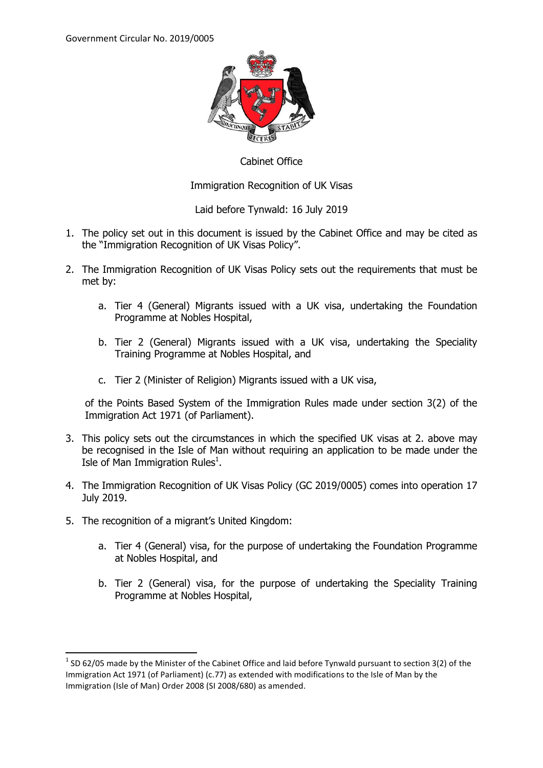Government Circular No. 2019/0005

Cabinet Office

Immigration Recognition of UK Visas

Laid before Tynwald: 16 July 2019

1. The policy set out in this document is issued by the Cabinet Office and may be cited as the "Immigration Recognition of UK Visas Policy".

2. The Immigration Recognition of UK Visas Policy sets out the requirements that must be met by:

    a. Tier 4 (General) Migrants issued with a UK visa, undertaking the Foundation Programme at Nobles Hospital,

    b. Tier 2 (General) Migrants issued with a UK visa, undertaking the Speciality Training Programme at Nobles Hospital, and

    c. Tier 2 (Minister of Religion) Migrants issued with a UK visa,

    of the Points Based System of the Immigration Rules made under section 3(2) of the Immigration Act 1971 (of Parliament).

3. This policy sets out the circumstances in which the specified UK visas at 2. above may be recognised in the Isle of Man without requiring an application to be made under the Isle of Man Immigration Rules[1].

4. The Immigration Recognition of UK Visas Policy (GC 2019/0005) comes into operation 17 July 2019.

5. The recognition of a migrant's United Kingdom:

    a. Tier 4 (General) visa, for the purpose of undertaking the Foundation Programme at Nobles Hospital, and

    b. Tier 2 (General) visa, for the purpose of undertaking the Speciality Training Programme at Nobles Hospital,

[1] SD 62/05 made by the Minister of the Cabinet Office and laid before Tynwald pursuant to section 3(2) of the Immigration Act 1971 (of Parliament) (c.77) as extended with modifications to the Isle of Man by the Immigration (Isle of Man) Order 2008 (SI 2008/680) as amended.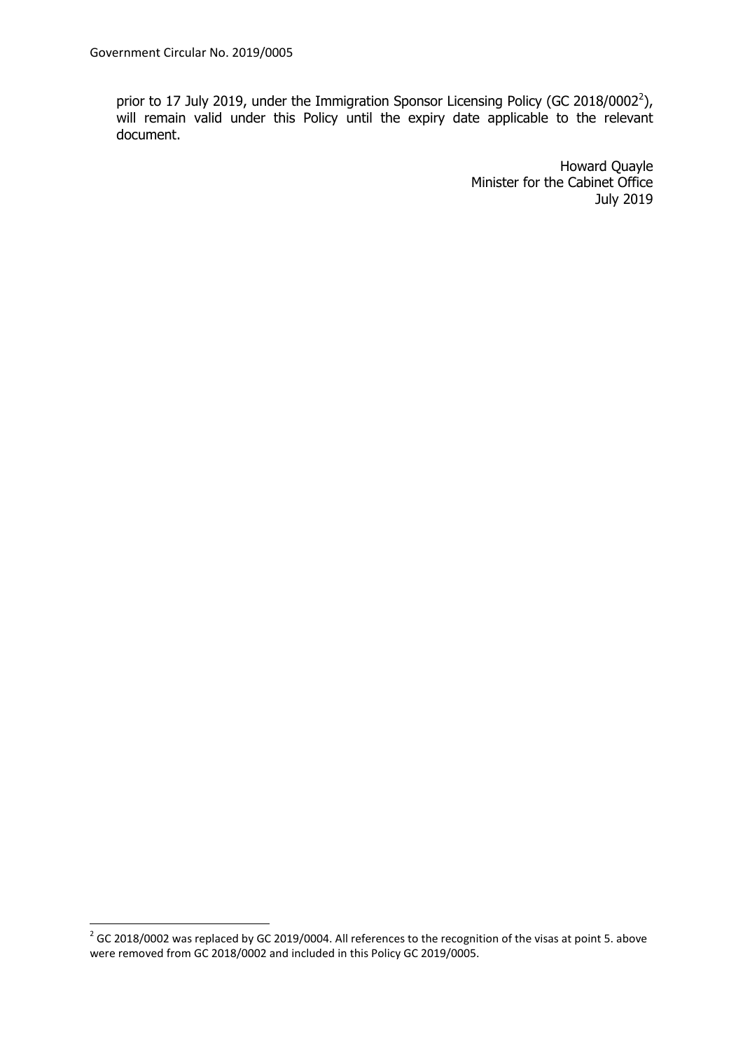prior to 17 July 2019, under the Immigration Sponsor Licensing Policy (GC 2018/0002[2]), will remain valid under this Policy until the expiry date applicable to the relevant document.

Howard Quayle
Minister for the Cabinet Office
July 2019

---

[2] GC 2018/0002 was replaced by GC 2019/0004. All references to the recognition of the visas at point 5. above were removed from GC 2018/0002 and included in this Policy GC 2019/0005.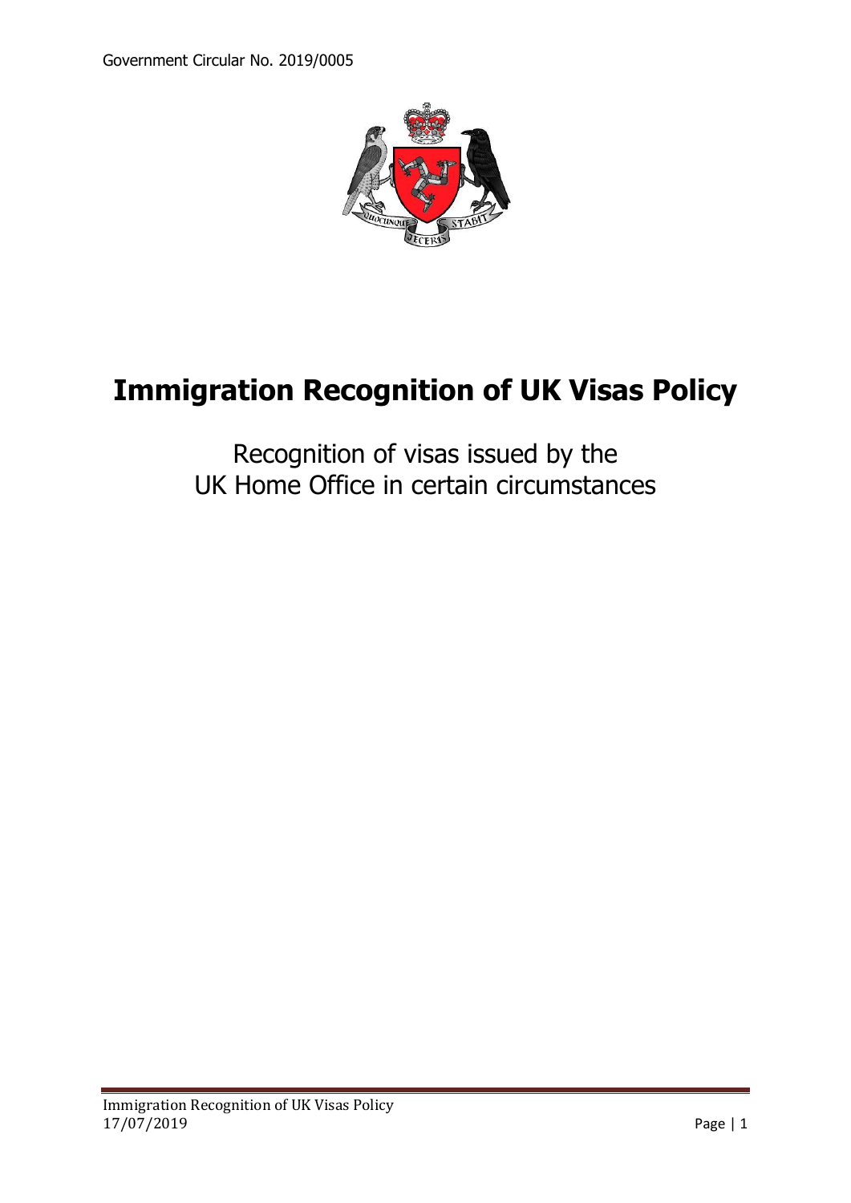Government Circular No. 2019/0005

# Immigration Recognition of UK Visas Policy

Recognition of visas issued by the
UK Home Office in certain circumstances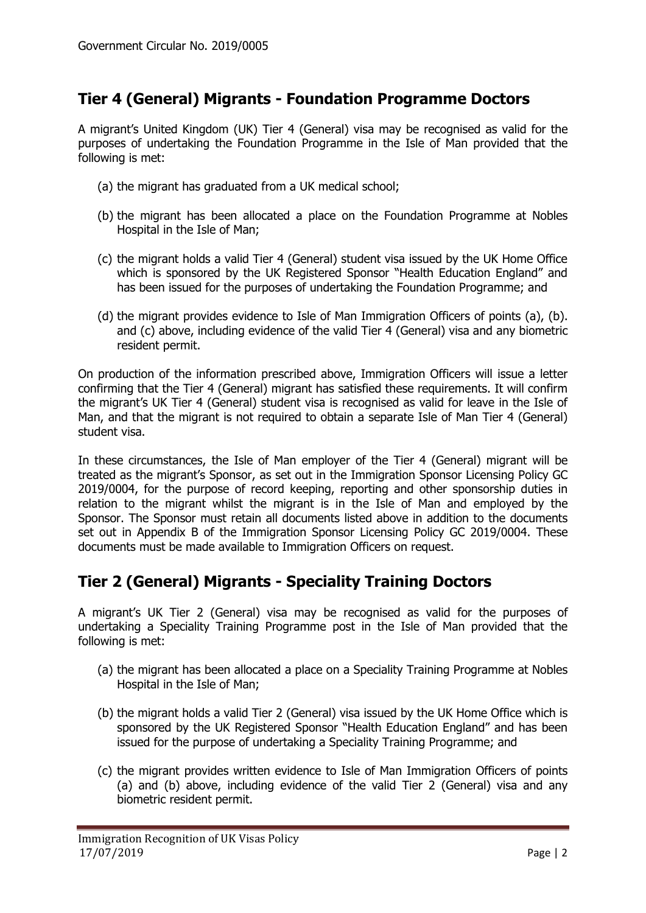## Tier 4 (General) Migrants - Foundation Programme Doctors

A migrant's United Kingdom (UK) Tier 4 (General) visa may be recognised as valid for the purposes of undertaking the Foundation Programme in the Isle of Man provided that the following is met:

(a) the migrant has graduated from a UK medical school;

(b) the migrant has been allocated a place on the Foundation Programme at Nobles Hospital in the Isle of Man;

(c) the migrant holds a valid Tier 4 (General) student visa issued by the UK Home Office which is sponsored by the UK Registered Sponsor "Health Education England" and has been issued for the purposes of undertaking the Foundation Programme; and

(d) the migrant provides evidence to Isle of Man Immigration Officers of points (a), (b). and (c) above, including evidence of the valid Tier 4 (General) visa and any biometric resident permit.

On production of the information prescribed above, Immigration Officers will issue a letter confirming that the Tier 4 (General) migrant has satisfied these requirements. It will confirm the migrant's UK Tier 4 (General) student visa is recognised as valid for leave in the Isle of Man, and that the migrant is not required to obtain a separate Isle of Man Tier 4 (General) student visa.

In these circumstances, the Isle of Man employer of the Tier 4 (General) migrant will be treated as the migrant's Sponsor, as set out in the Immigration Sponsor Licensing Policy GC 2019/0004, for the purpose of record keeping, reporting and other sponsorship duties in relation to the migrant whilst the migrant is in the Isle of Man and employed by the Sponsor. The Sponsor must retain all documents listed above in addition to the documents set out in Appendix B of the Immigration Sponsor Licensing Policy GC 2019/0004. These documents must be made available to Immigration Officers on request.

## Tier 2 (General) Migrants - Speciality Training Doctors

A migrant's UK Tier 2 (General) visa may be recognised as valid for the purposes of undertaking a Speciality Training Programme post in the Isle of Man provided that the following is met:

(a) the migrant has been allocated a place on a Speciality Training Programme at Nobles Hospital in the Isle of Man;

(b) the migrant holds a valid Tier 2 (General) visa issued by the UK Home Office which is sponsored by the UK Registered Sponsor "Health Education England" and has been issued for the purpose of undertaking a Speciality Training Programme; and

(c) the migrant provides written evidence to Isle of Man Immigration Officers of points (a) and (b) above, including evidence of the valid Tier 2 (General) visa and any biometric resident permit.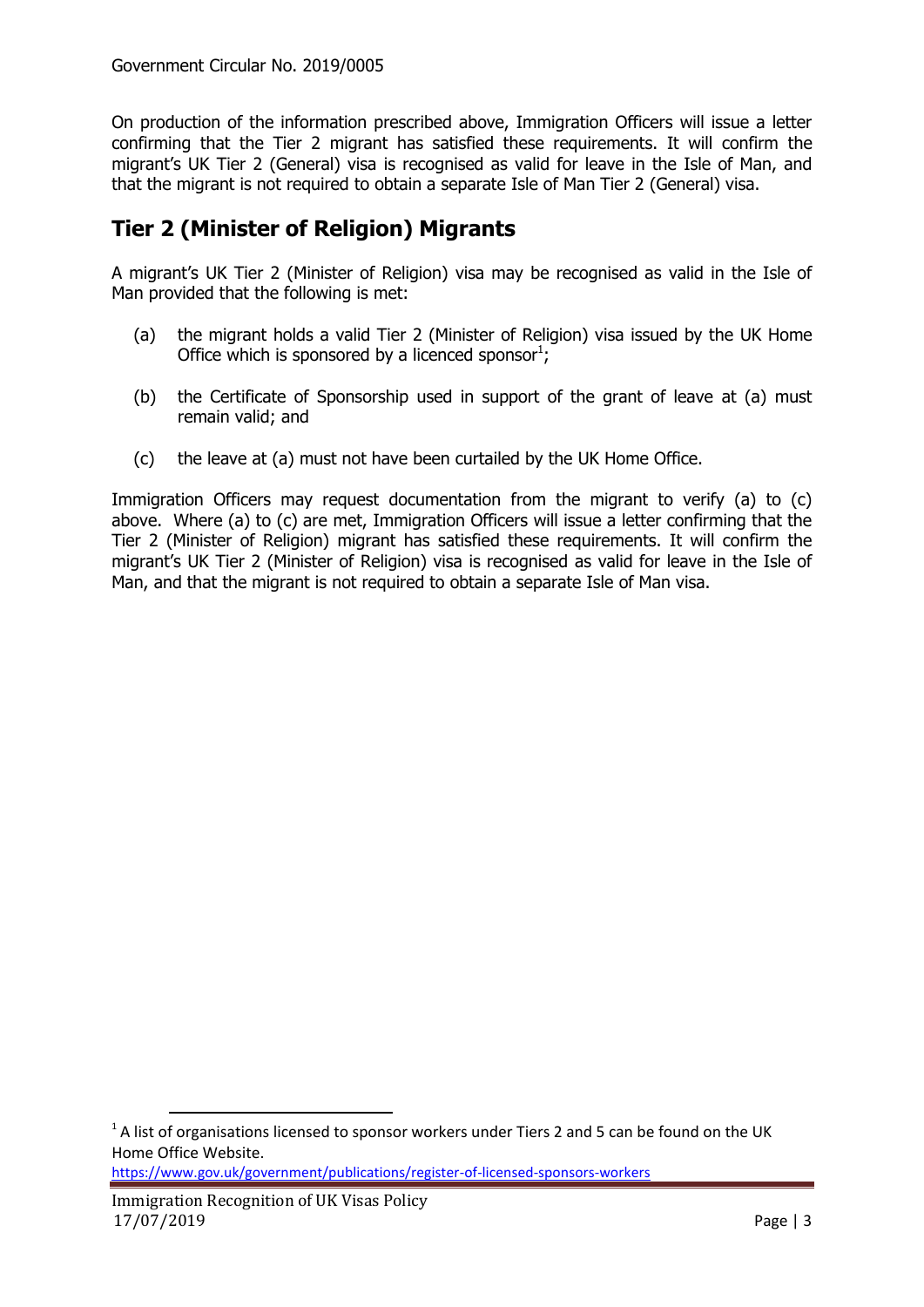On production of the information prescribed above, Immigration Officers will issue a letter confirming that the Tier 2 migrant has satisfied these requirements. It will confirm the migrant's UK Tier 2 (General) visa is recognised as valid for leave in the Isle of Man, and that the migrant is not required to obtain a separate Isle of Man Tier 2 (General) visa.

## Tier 2 (Minister of Religion) Migrants

A migrant's UK Tier 2 (Minister of Religion) visa may be recognised as valid in the Isle of Man provided that the following is met:

(a) the migrant holds a valid Tier 2 (Minister of Religion) visa issued by the UK Home Office which is sponsored by a licenced sponsor[1];

(b) the Certificate of Sponsorship used in support of the grant of leave at (a) must remain valid; and

(c) the leave at (a) must not have been curtailed by the UK Home Office.

Immigration Officers may request documentation from the migrant to verify (a) to (c) above. Where (a) to (c) are met, Immigration Officers will issue a letter confirming that the Tier 2 (Minister of Religion) migrant has satisfied these requirements. It will confirm the migrant's UK Tier 2 (Minister of Religion) visa is recognised as valid for leave in the Isle of Man, and that the migrant is not required to obtain a separate Isle of Man visa.

[1] A list of organisations licensed to sponsor workers under Tiers 2 and 5 can be found on the UK Home Office Website.
https://www.gov.uk/government/publications/register-of-licensed-sponsors-workers